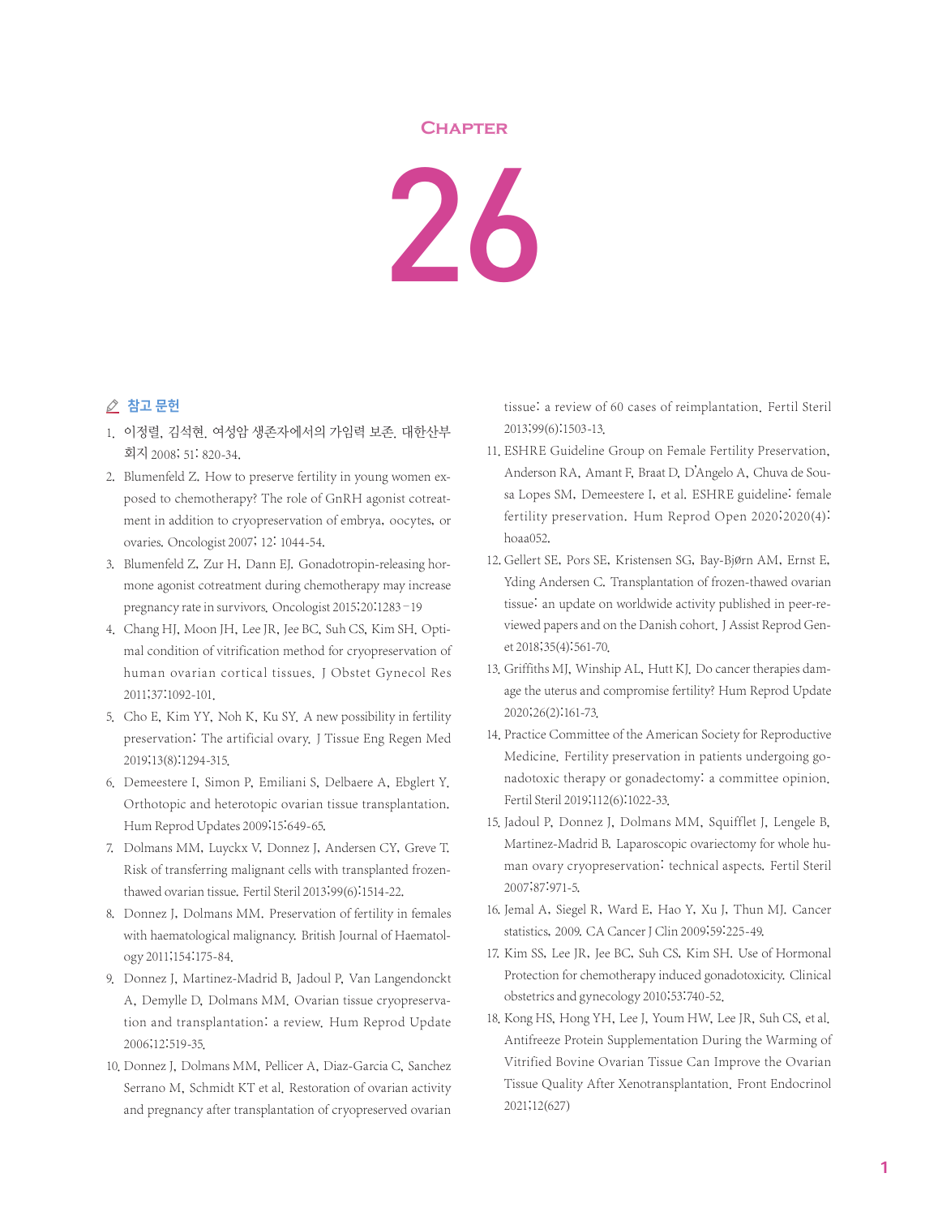# Chapter

# 26

## 참고 문헌

1. 이정렬, 김석현. 여성암 생존자에서의 가임력 보존. 대한산부회지 2008; 51: 820-34.
2. Blumenfeld Z. How to preserve fertility in young women exposed to chemotherapy? The role of GnRH agonist cotreatment in addition to cryopreservation of embrya, oocytes, or ovaries. Oncologist 2007; 12: 1044-54.
3. Blumenfeld Z, Zur H, Dann EJ. Gonadotropin-releasing hormone agonist cotreatment during chemotherapy may increase pregnancy rate in survivors. Oncologist 2015;20:1283–19
4. Chang HJ, Moon JH, Lee JR, Jee BC, Suh CS, Kim SH. Optimal condition of vitrification method for cryopreservation of human ovarian cortical tissues. J Obstet Gynecol Res 2011;37:1092-101.
5. Cho E, Kim YY, Noh K, Ku SY. A new possibility in fertility preservation: The artificial ovary. J Tissue Eng Regen Med 2019;13(8):1294-315.
6. Demeestere I, Simon P, Emiliani S, Delbaere A, Ebglert Y. Orthotopic and heterotopic ovarian tissue transplantation. Hum Reprod Updates 2009;15:649-65.
7. Dolmans MM, Luyckx V, Donnez J, Andersen CY, Greve T. Risk of transferring malignant cells with transplanted frozen-thawed ovarian tissue. Fertil Steril 2013;99(6):1514-22.
8. Donnez J, Dolmans MM. Preservation of fertility in females with haematological malignancy. British Journal of Haematology 2011;154:175-84.
9. Donnez J, Martinez-Madrid B, Jadoul P, Van Langendonckt A, Demylle D, Dolmans MM. Ovarian tissue cryopreservation and transplantation: a review. Hum Reprod Update 2006;12:519-35.
10. Donnez J, Dolmans MM, Pellicer A, Diaz-Garcia C, Sanchez Serrano M, Schmidt KT et al. Restoration of ovarian activity and pregnancy after transplantation of cryopreserved ovarian tissue: a review of 60 cases of reimplantation. Fertil Steril 2013;99(6):1503-13.
11. ESHRE Guideline Group on Female Fertility Preservation, Anderson RA, Amant F, Braat D, D'Angelo A, Chuva de Sousa Lopes SM, Demeestere I, et al. ESHRE guideline: female fertility preservation. Hum Reprod Open 2020;2020(4):hoaa052.
12. Gellert SE, Pors SE, Kristensen SG, Bay-Bjørn AM, Ernst E, Yding Andersen C. Transplantation of frozen-thawed ovarian tissue: an update on worldwide activity published in peer-reviewed papers and on the Danish cohort. J Assist Reprod Genet 2018;35(4):561-70.
13. Griffiths MJ, Winship AL, Hutt KJ. Do cancer therapies damage the uterus and compromise fertility? Hum Reprod Update 2020;26(2):161-73.
14. Practice Committee of the American Society for Reproductive Medicine. Fertility preservation in patients undergoing gonadotoxic therapy or gonadectomy: a committee opinion. Fertil Steril 2019;112(6):1022-33.
15. Jadoul P, Donnez J, Dolmans MM, Squifflet J, Lengele B, Martinez-Madrid B. Laparoscopic ovariectomy for whole human ovary cryopreservation: technical aspects. Fertil Steril 2007;87:971-5.
16. Jemal A, Siegel R, Ward E, Hao Y, Xu J, Thun MJ. Cancer statistics, 2009. CA Cancer J Clin 2009;59:225-49.
17. Kim SS, Lee JR, Jee BC, Suh CS, Kim SH. Use of Hormonal Protection for chemotherapy induced gonadotoxicity. Clinical obstetrics and gynecology 2010;53:740-52.
18. Kong HS, Hong YH, Lee J, Youm HW, Lee JR, Suh CS, et al. Antifreeze Protein Supplementation During the Warming of Vitrified Bovine Ovarian Tissue Can Improve the Ovarian Tissue Quality After Xenotransplantation. Front Endocrinol 2021;12(627)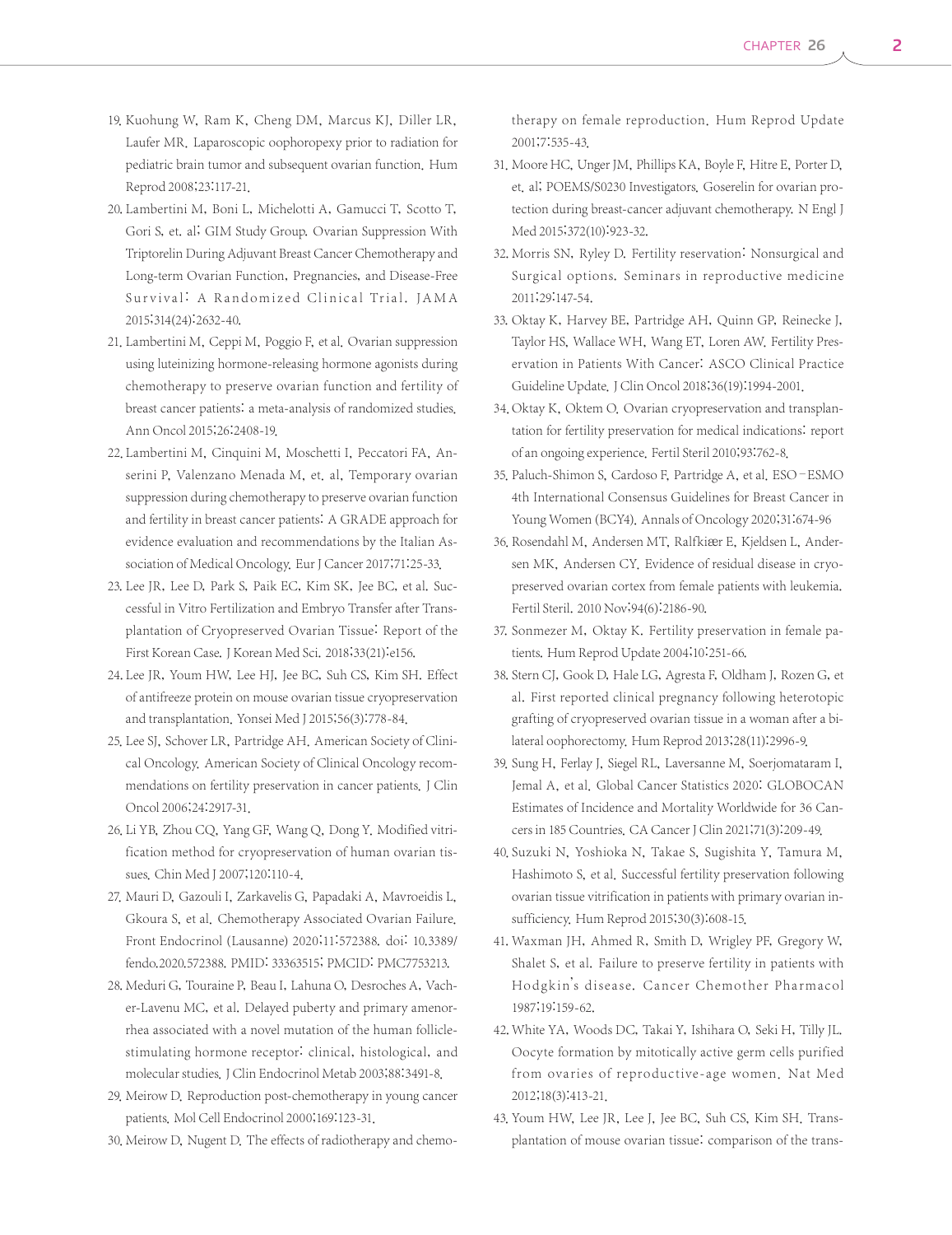19. Kuohung W, Ram K, Cheng DM, Marcus KJ, Diller LR, Laufer MR. Laparoscopic oophoropexy prior to radiation for pediatric brain tumor and subsequent ovarian function. Hum Reprod 2008;23:117-21.
20. Lambertini M, Boni L, Michelotti A, Gamucci T, Scotto T, Gori S, et. al; GIM Study Group. Ovarian Suppression With Triptorelin During Adjuvant Breast Cancer Chemotherapy and Long-term Ovarian Function, Pregnancies, and Disease-Free Survival: A Randomized Clinical Trial. JAMA 2015;314(24):2632-40.
21. Lambertini M, Ceppi M, Poggio F, et al. Ovarian suppression using luteinizing hormone-releasing hormone agonists during chemotherapy to preserve ovarian function and fertility of breast cancer patients: a meta-analysis of randomized studies. Ann Oncol 2015;26:2408-19.
22. Lambertini M, Cinquini M, Moschetti I, Peccatori FA, Anserini P, Valenzano Menada M, et. al, Temporary ovarian suppression during chemotherapy to preserve ovarian function and fertility in breast cancer patients: A GRADE approach for evidence evaluation and recommendations by the Italian Association of Medical Oncology. Eur J Cancer 2017;71:25-33.
23. Lee JR, Lee D, Park S, Paik EC, Kim SK, Jee BC, et al. Successful in Vitro Fertilization and Embryo Transfer after Transplantation of Cryopreserved Ovarian Tissue: Report of the First Korean Case. J Korean Med Sci. 2018;33(21):e156.
24. Lee JR, Youm HW, Lee HJ, Jee BC, Suh CS, Kim SH. Effect of antifreeze protein on mouse ovarian tissue cryopreservation and transplantation. Yonsei Med J 2015;56(3):778-84.
25. Lee SJ, Schover LR, Partridge AH. American Society of Clinical Oncology. American Society of Clinical Oncology recommendations on fertility preservation in cancer patients. J Clin Oncol 2006;24:2917-31.
26. Li YB, Zhou CQ, Yang GF, Wang Q, Dong Y. Modified vitrification method for cryopreservation of human ovarian tissues. Chin Med J 2007;120:110-4.
27. Mauri D, Gazouli I, Zarkavelis G, Papadaki A, Mavroeidis L, Gkoura S, et al. Chemotherapy Associated Ovarian Failure. Front Endocrinol (Lausanne) 2020;11:572388. doi: 10.3389/fendo.2020.572388. PMID: 33363515; PMCID: PMC7753213.
28. Meduri G, Touraine P, Beau I, Lahuna O, Desroches A, Vacher-Lavenu MC, et al. Delayed puberty and primary amenorrhea associated with a novel mutation of the human follicle-stimulating hormone receptor: clinical, histological, and molecular studies. J Clin Endocrinol Metab 2003;88:3491-8.
29. Meirow D. Reproduction post-chemotherapy in young cancer patients. Mol Cell Endocrinol 2000;169:123-31.
30. Meirow D, Nugent D. The effects of radiotherapy and chemotherapy on female reproduction. Hum Reprod Update 2001;7:535-43.
31. Moore HC, Unger JM, Phillips KA, Boyle F, Hitre E, Porter D, et. al; POEMS/S0230 Investigators. Goserelin for ovarian protection during breast-cancer adjuvant chemotherapy. N Engl J Med 2015;372(10):923-32.
32. Morris SN, Ryley D. Fertility reservation: Nonsurgical and Surgical options. Seminars in reproductive medicine 2011;29:147-54.
33. Oktay K, Harvey BE, Partridge AH, Quinn GP, Reinecke J, Taylor HS, Wallace WH, Wang ET, Loren AW. Fertility Preservation in Patients With Cancer: ASCO Clinical Practice Guideline Update. J Clin Oncol 2018;36(19):1994-2001.
34. Oktay K, Oktem O. Ovarian cryopreservation and transplantation for fertility preservation for medical indications: report of an ongoing experience. Fertil Steril 2010;93:762-8.
35. Paluch-Shimon S, Cardoso F, Partridge A, et al. ESO–ESMO 4th International Consensus Guidelines for Breast Cancer in Young Women (BCY4). Annals of Oncology 2020;31:674-96
36. Rosendahl M, Andersen MT, Ralfkiær E, Kjeldsen L, Andersen MK, Andersen CY. Evidence of residual disease in cryopreserved ovarian cortex from female patients with leukemia. Fertil Steril. 2010 Nov;94(6):2186-90.
37. Sonmezer M, Oktay K. Fertility preservation in female patients. Hum Reprod Update 2004;10:251-66.
38. Stern CJ, Gook D, Hale LG, Agresta F, Oldham J, Rozen G, et al. First reported clinical pregnancy following heterotopic grafting of cryopreserved ovarian tissue in a woman after a bilateral oophorectomy. Hum Reprod 2013;28(11):2996-9.
39. Sung H, Ferlay J, Siegel RL, Laversanne M, Soerjomataram I, Jemal A, et al. Global Cancer Statistics 2020: GLOBOCAN Estimates of Incidence and Mortality Worldwide for 36 Cancers in 185 Countries. CA Cancer J Clin 2021;71(3):209-49.
40. Suzuki N, Yoshioka N, Takae S, Sugishita Y, Tamura M, Hashimoto S, et al. Successful fertility preservation following ovarian tissue vitrification in patients with primary ovarian insufficiency. Hum Reprod 2015;30(3):608-15.
41. Waxman JH, Ahmed R, Smith D, Wrigley PF, Gregory W, Shalet S, et al. Failure to preserve fertility in patients with Hodgkin's disease. Cancer Chemother Pharmacol 1987;19:159-62.
42. White YA, Woods DC, Takai Y, Ishihara O, Seki H, Tilly JL. Oocyte formation by mitotically active germ cells purified from ovaries of reproductive-age women. Nat Med 2012;18(3):413-21.
43. Youm HW, Lee JR, Lee J, Jee BC, Suh CS, Kim SH. Transplantation of mouse ovarian tissue: comparison of the trans-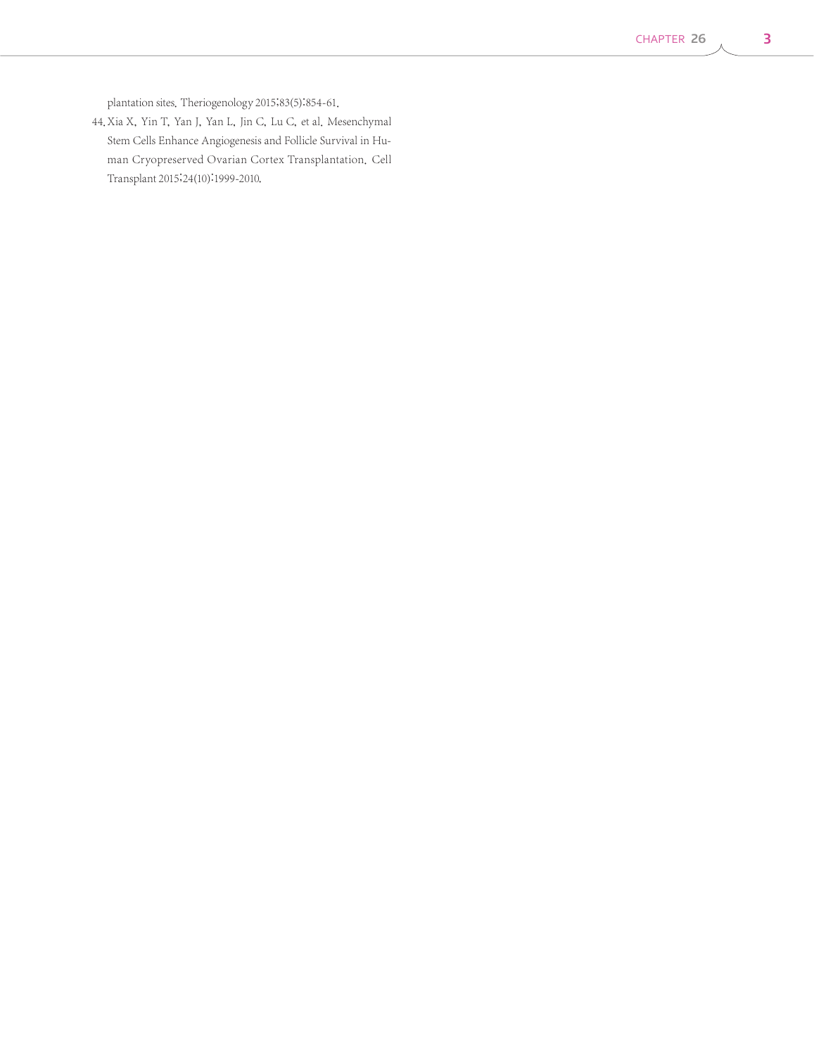plantation sites. Theriogenology 2015;83(5):854-61.

44. Xia X, Yin T, Yan J, Yan L, Jin C, Lu C, et al. Mesenchymal Stem Cells Enhance Angiogenesis and Follicle Survival in Human Cryopreserved Ovarian Cortex Transplantation. Cell Transplant 2015;24(10):1999-2010.